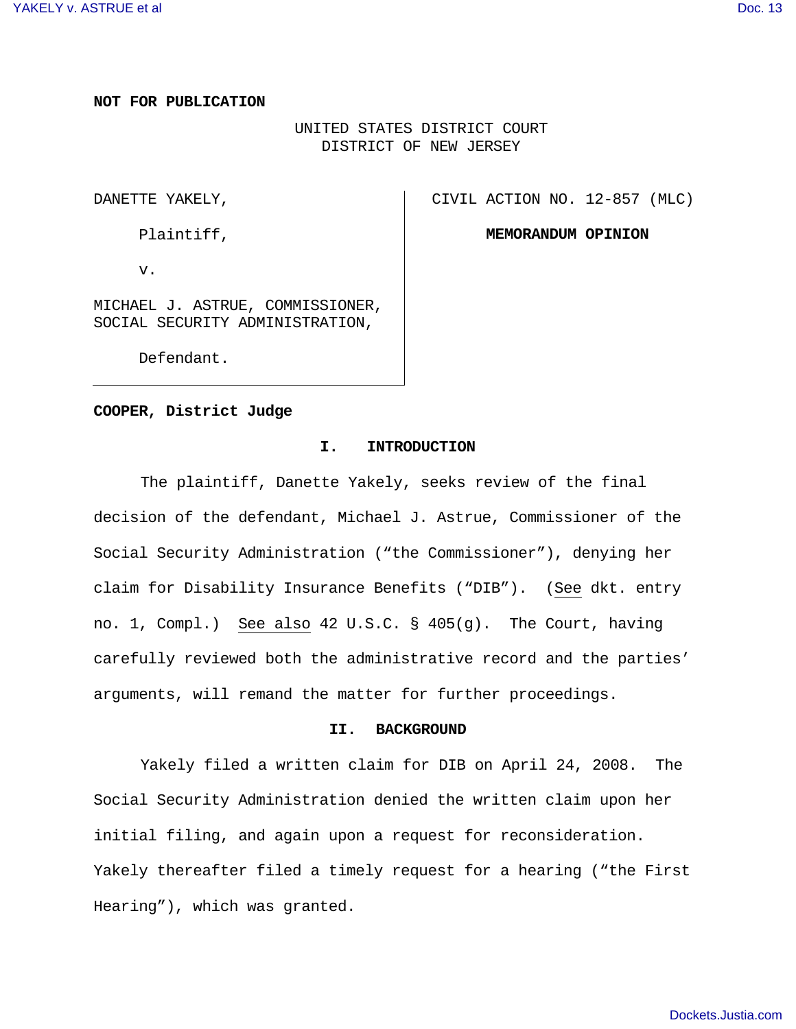**NOT FOR PUBLICATION**

UNITED STATES DISTRICT COURT
DISTRICT OF NEW JERSEY

| | |
|---|---|
| DANETTE YAKELY,<br><br>Plaintiff,<br><br>v.<br><br>MICHAEL J. ASTRUE, COMMISSIONER, SOCIAL SECURITY ADMINISTRATION,<br><br>Defendant. | CIVIL ACTION NO. 12-857 (MLC)<br><br>**MEMORANDUM OPINION** |

**COOPER, District Judge**

## I. INTRODUCTION

The plaintiff, Danette Yakely, seeks review of the final decision of the defendant, Michael J. Astrue, Commissioner of the Social Security Administration ("the Commissioner"), denying her claim for Disability Insurance Benefits ("DIB"). (See dkt. entry no. 1, Compl.) See also 42 U.S.C. § 405(g). The Court, having carefully reviewed both the administrative record and the parties' arguments, will remand the matter for further proceedings.

## II. BACKGROUND

Yakely filed a written claim for DIB on April 24, 2008. The Social Security Administration denied the written claim upon her initial filing, and again upon a request for reconsideration. Yakely thereafter filed a timely request for a hearing ("the First Hearing"), which was granted.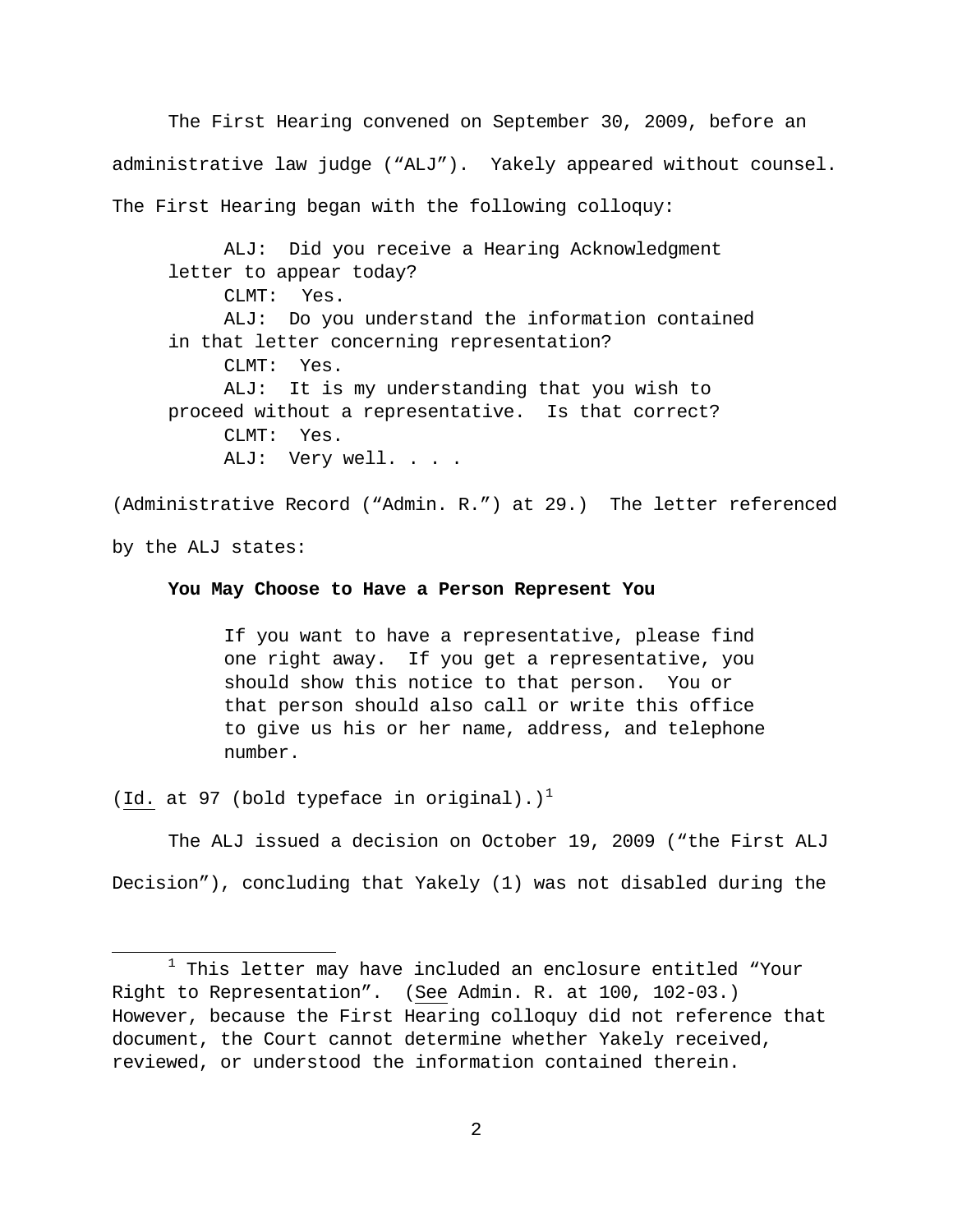The First Hearing convened on September 30, 2009, before an administrative law judge ("ALJ"). Yakely appeared without counsel. The First Hearing began with the following colloquy:

> ALJ: Did you receive a Hearing Acknowledgment letter to appear today?
> CLMT: Yes.
> ALJ: Do you understand the information contained in that letter concerning representation?
> CLMT: Yes.
> ALJ: It is my understanding that you wish to proceed without a representative. Is that correct?
> CLMT: Yes.
> ALJ: Very well. . . .

(Administrative Record ("Admin. R.") at 29.) The letter referenced by the ALJ states:

> **You May Choose to Have a Person Represent You**
>
> If you want to have a representative, please find one right away. If you get a representative, you should show this notice to that person. You or that person should also call or write this office to give us his or her name, address, and telephone number.

(Id. at 97 (bold typeface in original).)[1]

The ALJ issued a decision on October 19, 2009 ("the First ALJ Decision"), concluding that Yakely (1) was not disabled during the

---

[1] This letter may have included an enclosure entitled "Your Right to Representation". (See Admin. R. at 100, 102-03.) However, because the First Hearing colloquy did not reference that document, the Court cannot determine whether Yakely received, reviewed, or understood the information contained therein.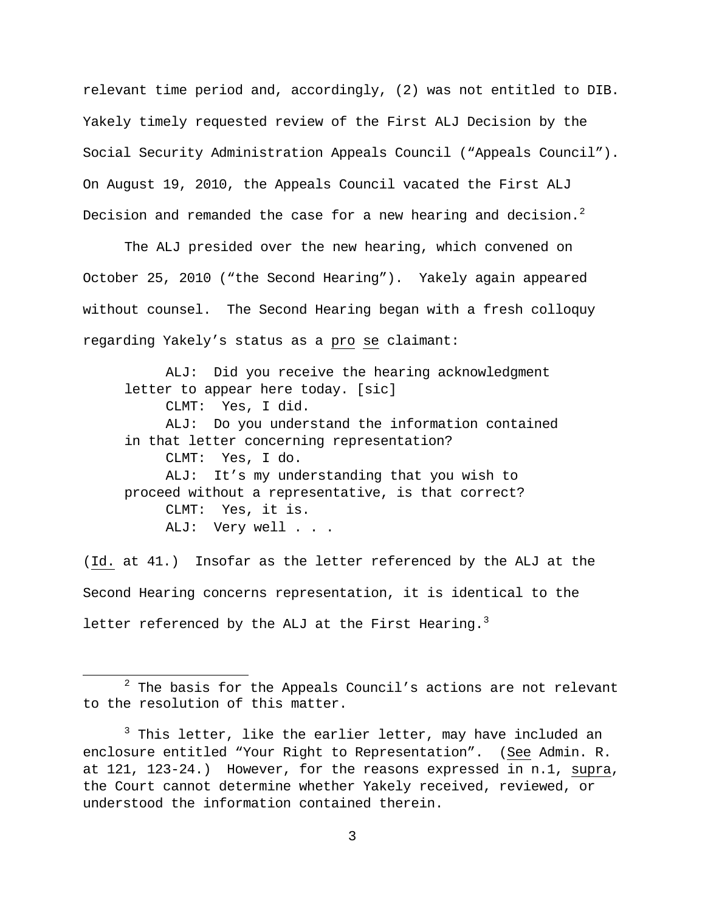relevant time period and, accordingly, (2) was not entitled to DIB. Yakely timely requested review of the First ALJ Decision by the Social Security Administration Appeals Council ("Appeals Council"). On August 19, 2010, the Appeals Council vacated the First ALJ Decision and remanded the case for a new hearing and decision.[2]

The ALJ presided over the new hearing, which convened on October 25, 2010 ("the Second Hearing"). Yakely again appeared without counsel. The Second Hearing began with a fresh colloquy regarding Yakely's status as a pro se claimant:

> ALJ: Did you receive the hearing acknowledgment letter to appear here today. [sic]
> CLMT: Yes, I did.
> ALJ: Do you understand the information contained in that letter concerning representation?
> CLMT: Yes, I do.
> ALJ: It's my understanding that you wish to proceed without a representative, is that correct?
> CLMT: Yes, it is.
> ALJ: Very well . . .

(Id. at 41.) Insofar as the letter referenced by the ALJ at the Second Hearing concerns representation, it is identical to the letter referenced by the ALJ at the First Hearing.[3]

---

[2] The basis for the Appeals Council's actions are not relevant to the resolution of this matter.

[3] This letter, like the earlier letter, may have included an enclosure entitled "Your Right to Representation". (See Admin. R. at 121, 123-24.) However, for the reasons expressed in n.1, supra, the Court cannot determine whether Yakely received, reviewed, or understood the information contained therein.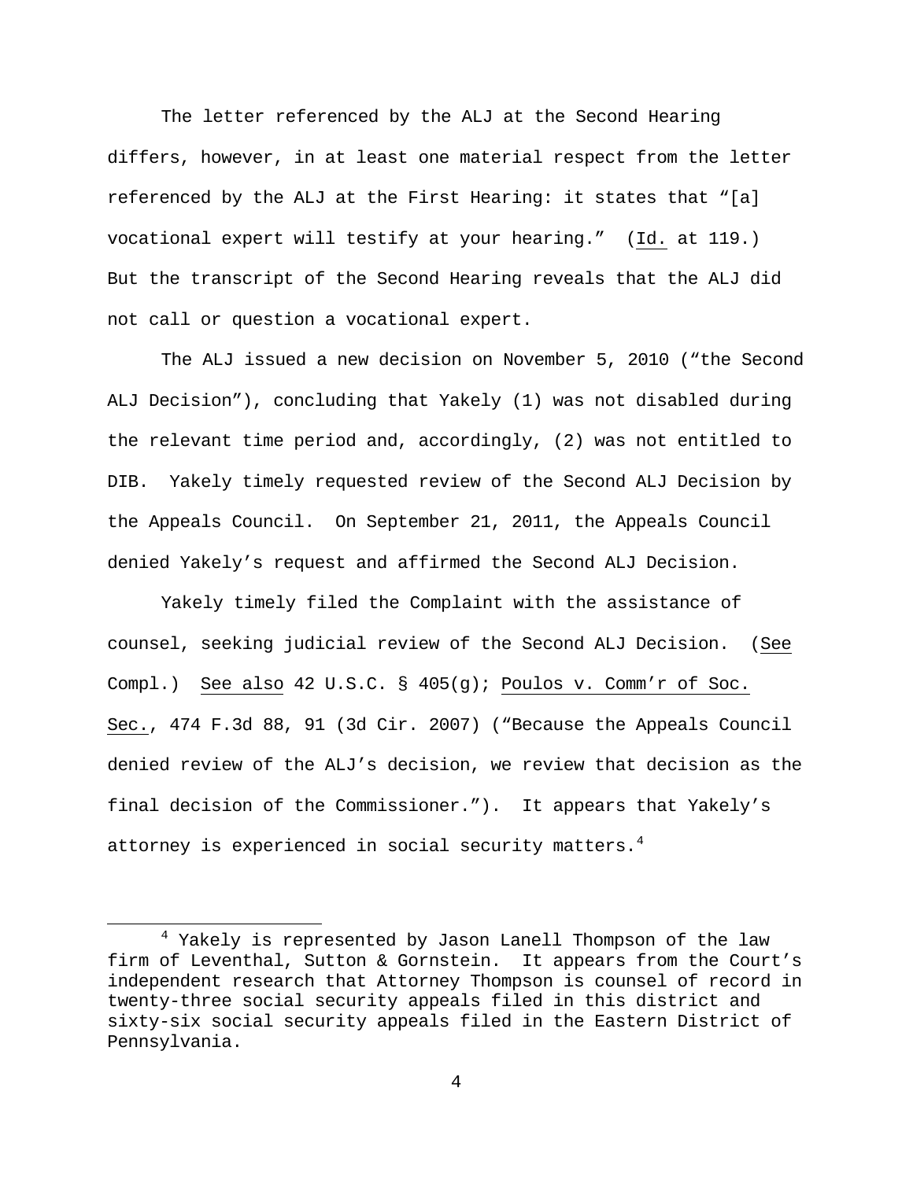The letter referenced by the ALJ at the Second Hearing differs, however, in at least one material respect from the letter referenced by the ALJ at the First Hearing: it states that "[a] vocational expert will testify at your hearing." (Id. at 119.) But the transcript of the Second Hearing reveals that the ALJ did not call or question a vocational expert.

The ALJ issued a new decision on November 5, 2010 ("the Second ALJ Decision"), concluding that Yakely (1) was not disabled during the relevant time period and, accordingly, (2) was not entitled to DIB. Yakely timely requested review of the Second ALJ Decision by the Appeals Council. On September 21, 2011, the Appeals Council denied Yakely's request and affirmed the Second ALJ Decision.

Yakely timely filed the Complaint with the assistance of counsel, seeking judicial review of the Second ALJ Decision. (See Compl.) See also 42 U.S.C. § 405(g); Poulos v. Comm'r of Soc. Sec., 474 F.3d 88, 91 (3d Cir. 2007) ("Because the Appeals Council denied review of the ALJ's decision, we review that decision as the final decision of the Commissioner."). It appears that Yakely's attorney is experienced in social security matters.[4]

[4] Yakely is represented by Jason Lanell Thompson of the law firm of Leventhal, Sutton & Gornstein. It appears from the Court's independent research that Attorney Thompson is counsel of record in twenty-three social security appeals filed in this district and sixty-six social security appeals filed in the Eastern District of Pennsylvania.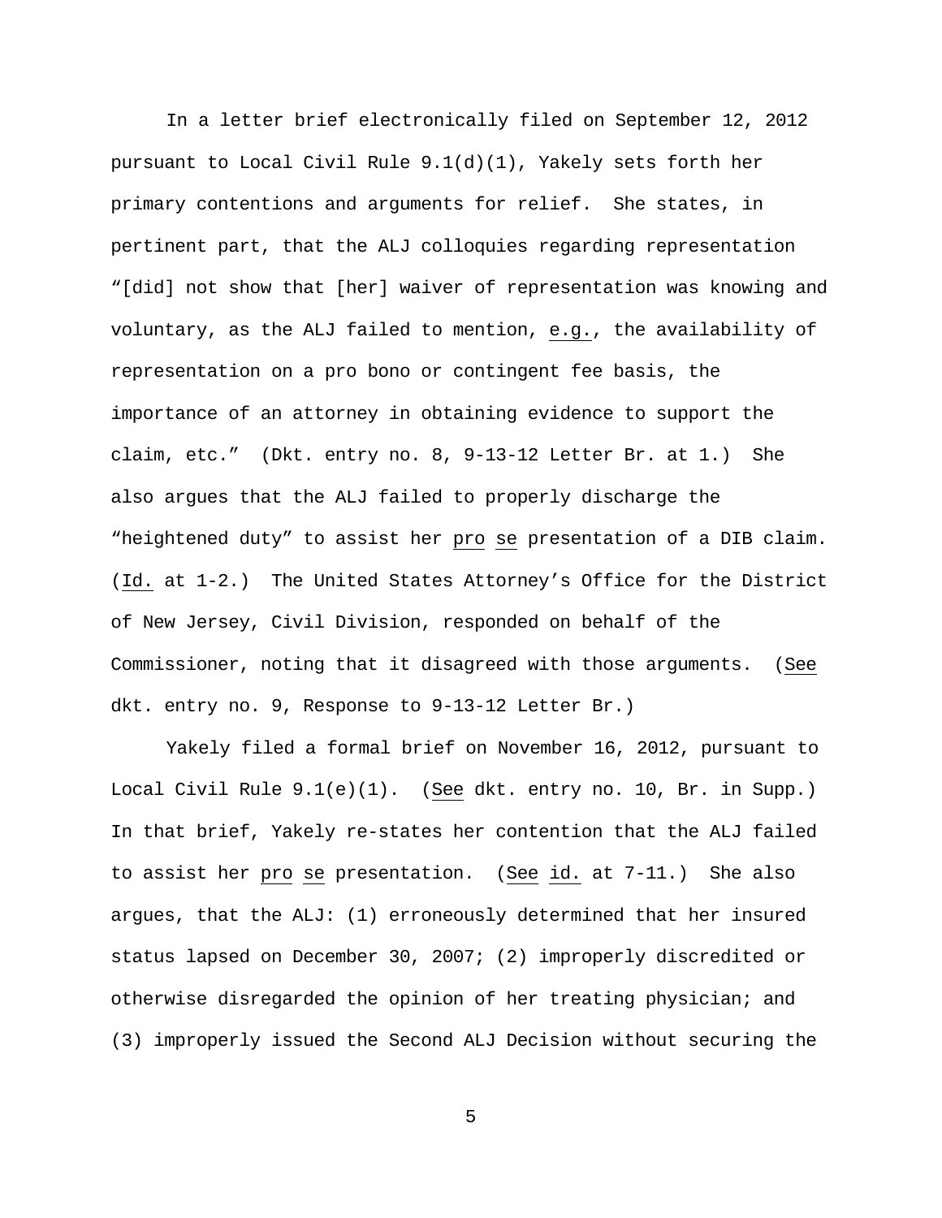In a letter brief electronically filed on September 12, 2012 pursuant to Local Civil Rule 9.1(d)(1), Yakely sets forth her primary contentions and arguments for relief. She states, in pertinent part, that the ALJ colloquies regarding representation "[did] not show that [her] waiver of representation was knowing and voluntary, as the ALJ failed to mention, e.g., the availability of representation on a pro bono or contingent fee basis, the importance of an attorney in obtaining evidence to support the claim, etc." (Dkt. entry no. 8, 9-13-12 Letter Br. at 1.) She also argues that the ALJ failed to properly discharge the "heightened duty" to assist her pro se presentation of a DIB claim. (Id. at 1-2.) The United States Attorney's Office for the District of New Jersey, Civil Division, responded on behalf of the Commissioner, noting that it disagreed with those arguments. (See dkt. entry no. 9, Response to 9-13-12 Letter Br.)

Yakely filed a formal brief on November 16, 2012, pursuant to Local Civil Rule 9.1(e)(1). (See dkt. entry no. 10, Br. in Supp.) In that brief, Yakely re-states her contention that the ALJ failed to assist her pro se presentation. (See id. at 7-11.) She also argues, that the ALJ: (1) erroneously determined that her insured status lapsed on December 30, 2007; (2) improperly discredited or otherwise disregarded the opinion of her treating physician; and (3) improperly issued the Second ALJ Decision without securing the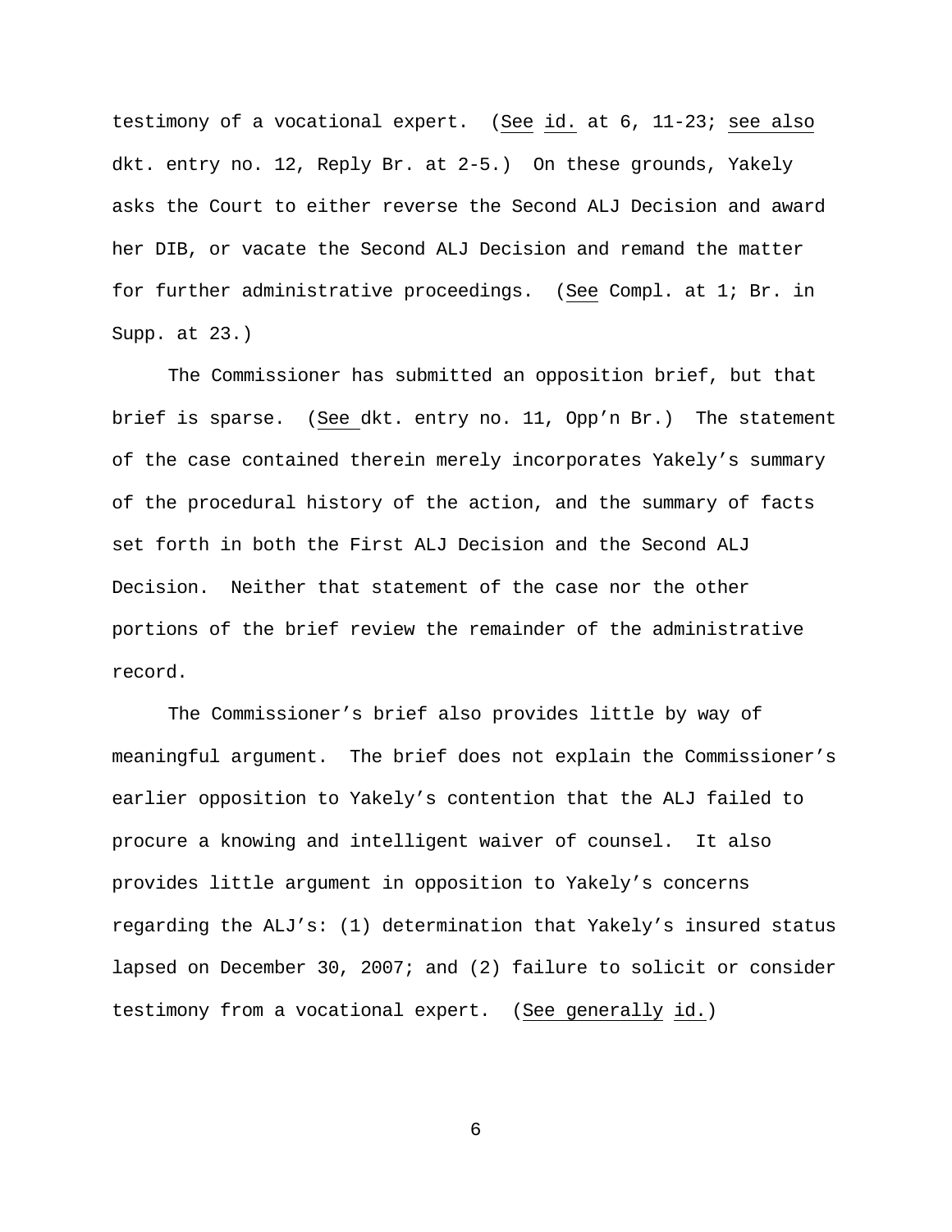testimony of a vocational expert. (See id. at 6, 11-23; see also dkt. entry no. 12, Reply Br. at 2-5.) On these grounds, Yakely asks the Court to either reverse the Second ALJ Decision and award her DIB, or vacate the Second ALJ Decision and remand the matter for further administrative proceedings. (See Compl. at 1; Br. in Supp. at 23.)

The Commissioner has submitted an opposition brief, but that brief is sparse. (See dkt. entry no. 11, Opp'n Br.) The statement of the case contained therein merely incorporates Yakely's summary of the procedural history of the action, and the summary of facts set forth in both the First ALJ Decision and the Second ALJ Decision. Neither that statement of the case nor the other portions of the brief review the remainder of the administrative record.

The Commissioner's brief also provides little by way of meaningful argument. The brief does not explain the Commissioner's earlier opposition to Yakely's contention that the ALJ failed to procure a knowing and intelligent waiver of counsel. It also provides little argument in opposition to Yakely's concerns regarding the ALJ's: (1) determination that Yakely's insured status lapsed on December 30, 2007; and (2) failure to solicit or consider testimony from a vocational expert. (See generally id.)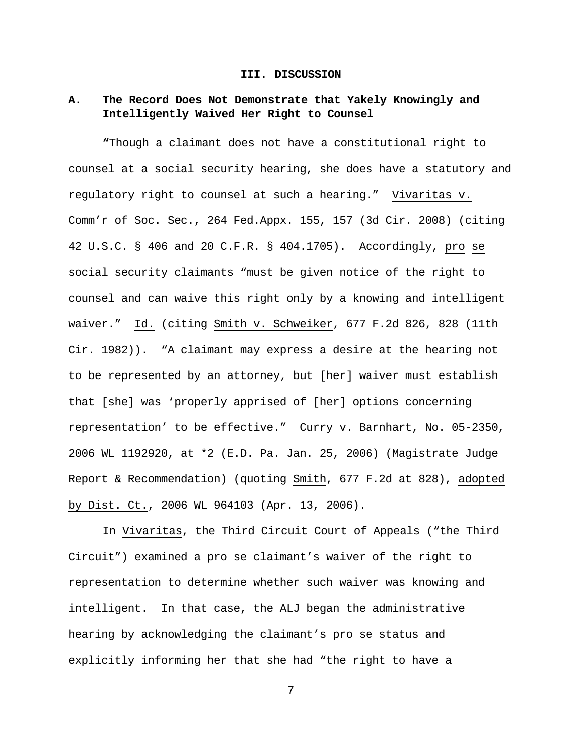## III. DISCUSSION

### A. The Record Does Not Demonstrate that Yakely Knowingly and Intelligently Waived Her Right to Counsel

"Though a claimant does not have a constitutional right to counsel at a social security hearing, she does have a statutory and regulatory right to counsel at such a hearing." Vivaritas v. Comm'r of Soc. Sec., 264 Fed.Appx. 155, 157 (3d Cir. 2008) (citing 42 U.S.C. § 406 and 20 C.F.R. § 404.1705). Accordingly, *pro se* social security claimants "must be given notice of the right to counsel and can waive this right only by a knowing and intelligent waiver." *Id.* (citing Smith v. Schweiker, 677 F.2d 826, 828 (11th Cir. 1982)). "A claimant may express a desire at the hearing not to be represented by an attorney, but [her] waiver must establish that [she] was 'properly apprised of [her] options concerning representation' to be effective." Curry v. Barnhart, No. 05-2350, 2006 WL 1192920, at *2 (E.D. Pa. Jan. 25, 2006) (Magistrate Judge Report & Recommendation) (quoting Smith, 677 F.2d at 828), *adopted by Dist. Ct.*, 2006 WL 964103 (Apr. 13, 2006).

In Vivaritas, the Third Circuit Court of Appeals ("the Third Circuit") examined a *pro se* claimant's waiver of the right to representation to determine whether such waiver was knowing and intelligent. In that case, the ALJ began the administrative hearing by acknowledging the claimant's *pro se* status and explicitly informing her that she had "the right to have a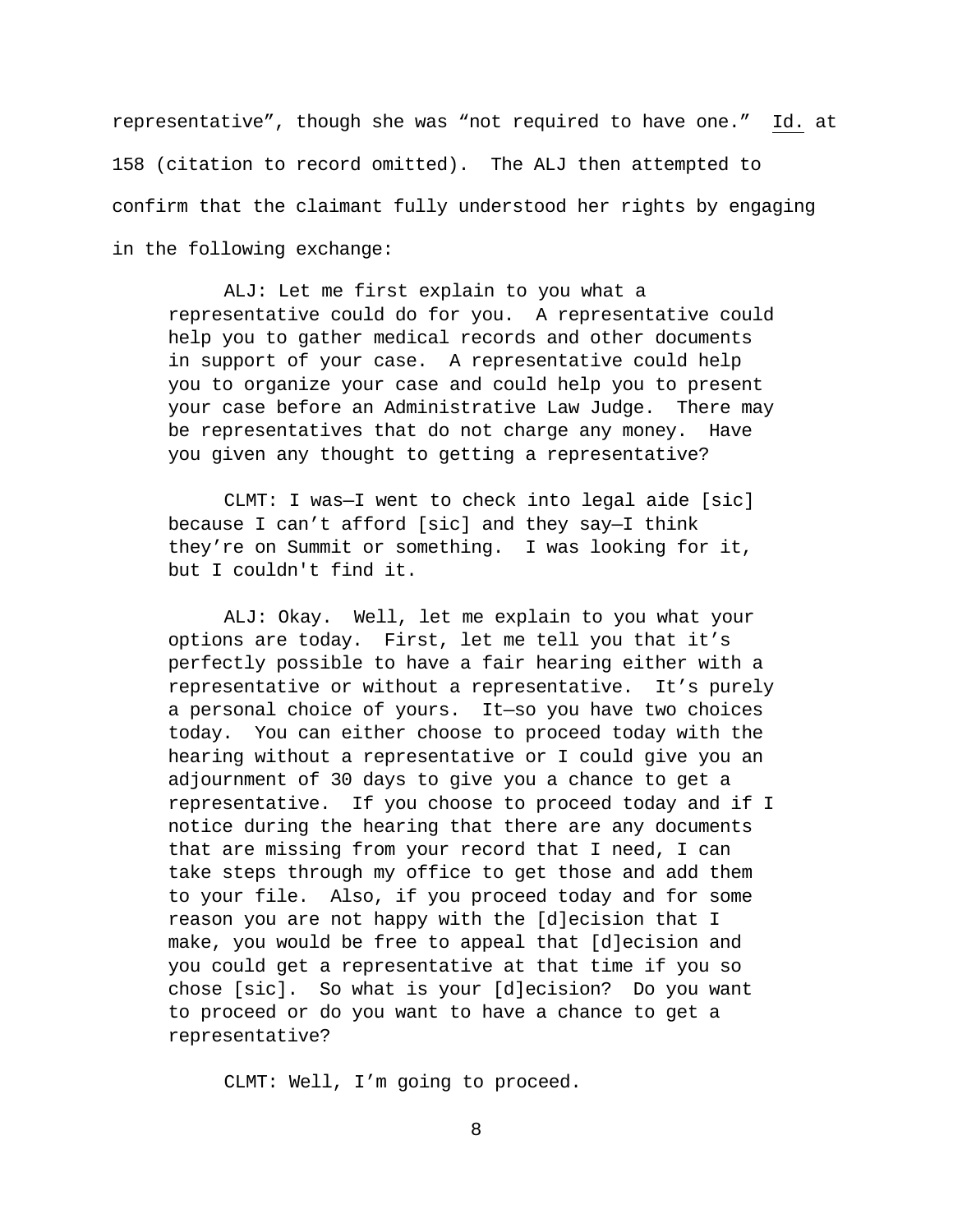representative", though she was "not required to have one." Id. at 158 (citation to record omitted). The ALJ then attempted to confirm that the claimant fully understood her rights by engaging in the following exchange:

> ALJ: Let me first explain to you what a representative could do for you. A representative could help you to gather medical records and other documents in support of your case. A representative could help you to organize your case and could help you to present your case before an Administrative Law Judge. There may be representatives that do not charge any money. Have you given any thought to getting a representative?
>
> CLMT: I was—I went to check into legal aide [sic] because I can't afford [sic] and they say—I think they're on Summit or something. I was looking for it, but I couldn't find it.
>
> ALJ: Okay. Well, let me explain to you what your options are today. First, let me tell you that it's perfectly possible to have a fair hearing either with a representative or without a representative. It's purely a personal choice of yours. It—so you have two choices today. You can either choose to proceed today with the hearing without a representative or I could give you an adjournment of 30 days to give you a chance to get a representative. If you choose to proceed today and if I notice during the hearing that there are any documents that are missing from your record that I need, I can take steps through my office to get those and add them to your file. Also, if you proceed today and for some reason you are not happy with the [d]ecision that I make, you would be free to appeal that [d]ecision and you could get a representative at that time if you so chose [sic]. So what is your [d]ecision? Do you want to proceed or do you want to have a chance to get a representative?
>
> CLMT: Well, I'm going to proceed.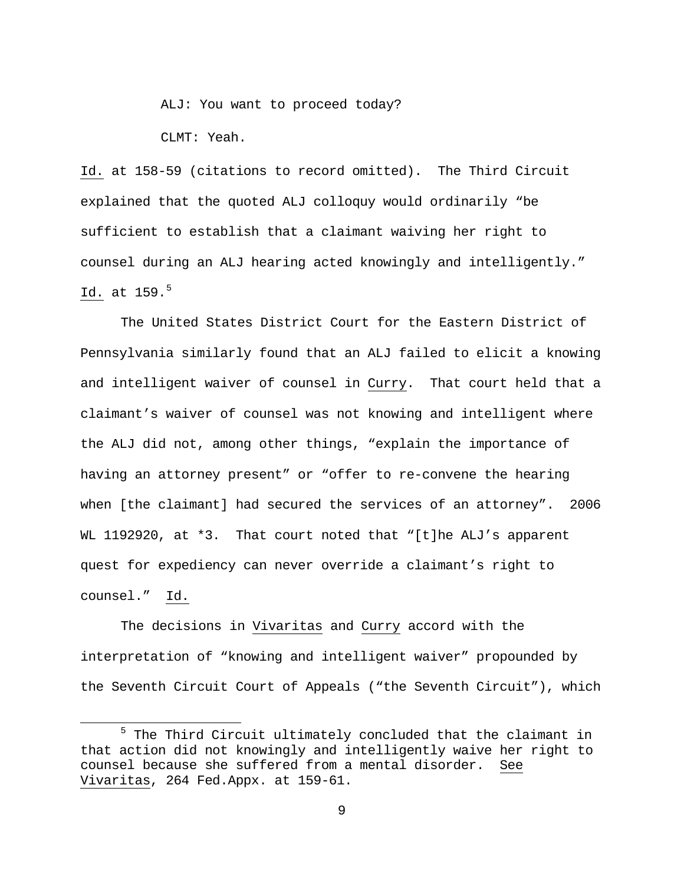ALJ: You want to proceed today?

CLMT: Yeah.

Id. at 158-59 (citations to record omitted). The Third Circuit explained that the quoted ALJ colloquy would ordinarily "be sufficient to establish that a claimant waiving her right to counsel during an ALJ hearing acted knowingly and intelligently." Id. at 159.[5]

The United States District Court for the Eastern District of Pennsylvania similarly found that an ALJ failed to elicit a knowing and intelligent waiver of counsel in Curry. That court held that a claimant's waiver of counsel was not knowing and intelligent where the ALJ did not, among other things, "explain the importance of having an attorney present" or "offer to re-convene the hearing when [the claimant] had secured the services of an attorney". 2006 WL 1192920, at *3. That court noted that "[t]he ALJ's apparent quest for expediency can never override a claimant's right to counsel." Id.

The decisions in Vivaritas and Curry accord with the interpretation of "knowing and intelligent waiver" propounded by the Seventh Circuit Court of Appeals ("the Seventh Circuit"), which

---

[5] The Third Circuit ultimately concluded that the claimant in that action did not knowingly and intelligently waive her right to counsel because she suffered from a mental disorder. See Vivaritas, 264 Fed.Appx. at 159-61.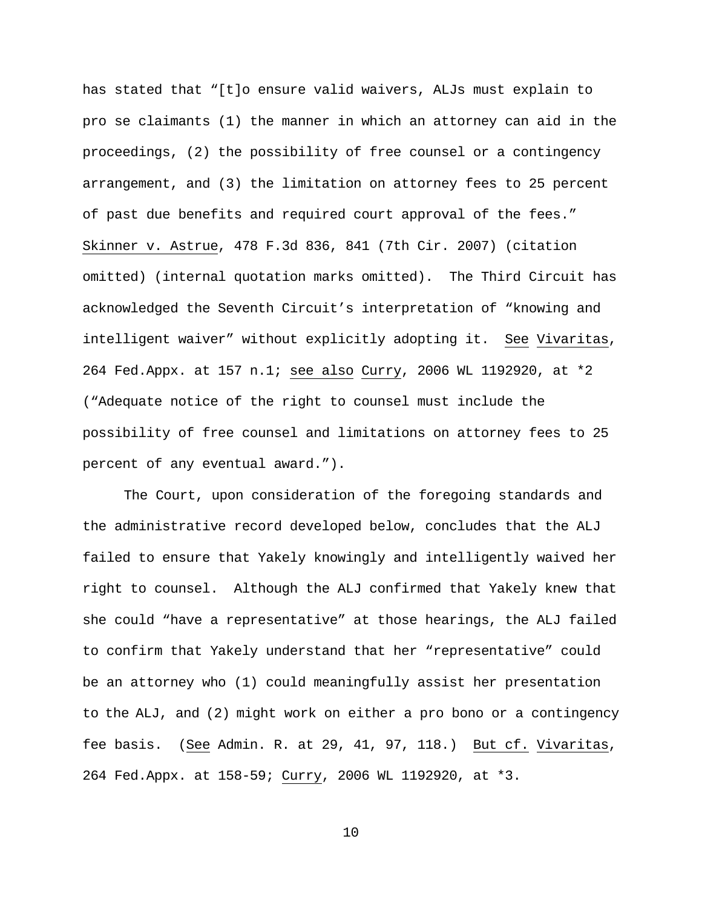has stated that "[t]o ensure valid waivers, ALJs must explain to pro se claimants (1) the manner in which an attorney can aid in the proceedings, (2) the possibility of free counsel or a contingency arrangement, and (3) the limitation on attorney fees to 25 percent of past due benefits and required court approval of the fees." Skinner v. Astrue, 478 F.3d 836, 841 (7th Cir. 2007) (citation omitted) (internal quotation marks omitted). The Third Circuit has acknowledged the Seventh Circuit's interpretation of "knowing and intelligent waiver" without explicitly adopting it. See Vivaritas, 264 Fed.Appx. at 157 n.1; see also Curry, 2006 WL 1192920, at *2 ("Adequate notice of the right to counsel must include the possibility of free counsel and limitations on attorney fees to 25 percent of any eventual award.").

The Court, upon consideration of the foregoing standards and the administrative record developed below, concludes that the ALJ failed to ensure that Yakely knowingly and intelligently waived her right to counsel. Although the ALJ confirmed that Yakely knew that she could "have a representative" at those hearings, the ALJ failed to confirm that Yakely understand that her "representative" could be an attorney who (1) could meaningfully assist her presentation to the ALJ, and (2) might work on either a pro bono or a contingency fee basis. (See Admin. R. at 29, 41, 97, 118.) But cf. Vivaritas, 264 Fed.Appx. at 158-59; Curry, 2006 WL 1192920, at *3.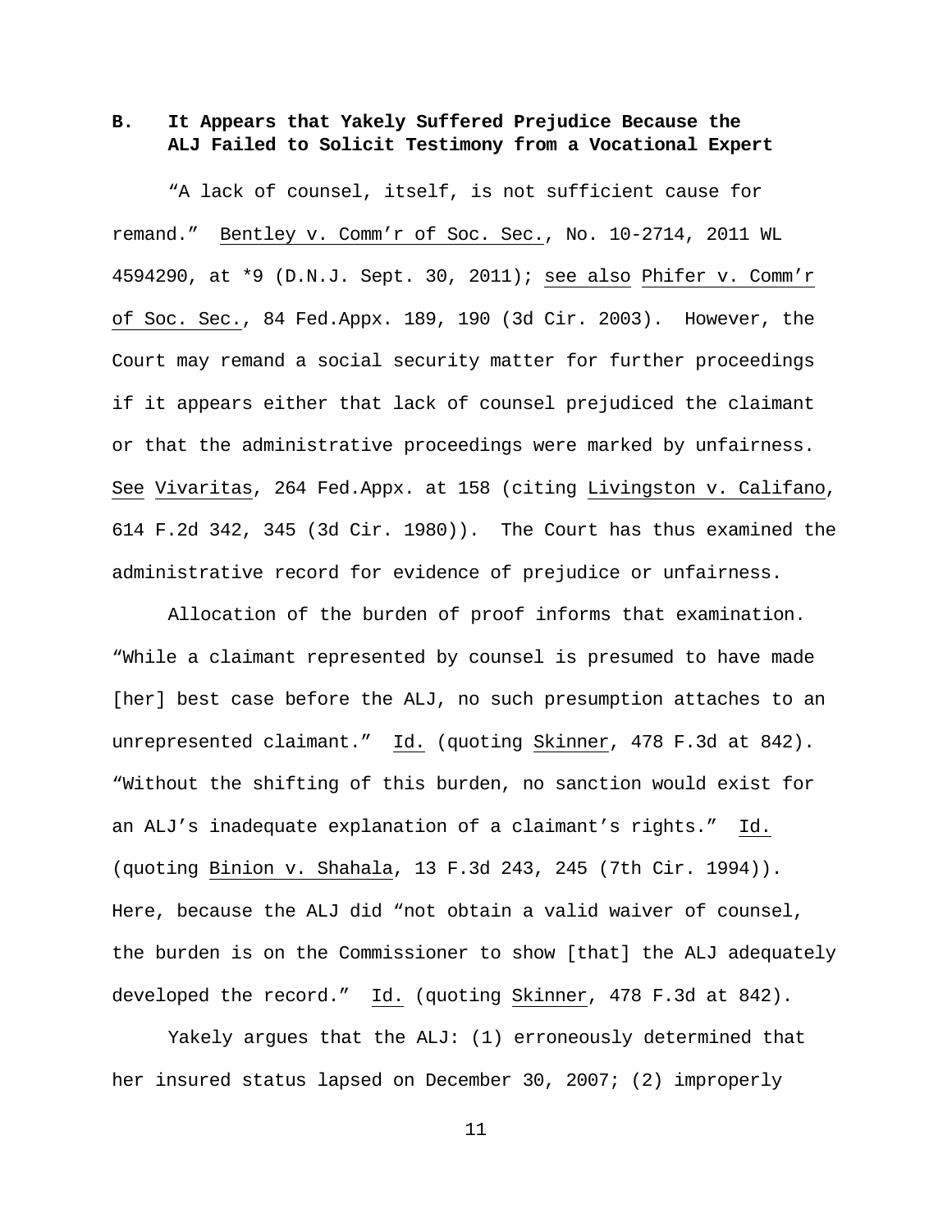### B. It Appears that Yakely Suffered Prejudice Because the ALJ Failed to Solicit Testimony from a Vocational Expert

"A lack of counsel, itself, is not sufficient cause for remand." Bentley v. Comm'r of Soc. Sec., No. 10-2714, 2011 WL 4594290, at *9 (D.N.J. Sept. 30, 2011); see also Phifer v. Comm'r of Soc. Sec., 84 Fed.Appx. 189, 190 (3d Cir. 2003). However, the Court may remand a social security matter for further proceedings if it appears either that lack of counsel prejudiced the claimant or that the administrative proceedings were marked by unfairness. See Vivaritas, 264 Fed.Appx. at 158 (citing Livingston v. Califano, 614 F.2d 342, 345 (3d Cir. 1980)). The Court has thus examined the administrative record for evidence of prejudice or unfairness.

Allocation of the burden of proof informs that examination. "While a claimant represented by counsel is presumed to have made [her] best case before the ALJ, no such presumption attaches to an unrepresented claimant." Id. (quoting Skinner, 478 F.3d at 842). "Without the shifting of this burden, no sanction would exist for an ALJ's inadequate explanation of a claimant's rights." Id. (quoting Binion v. Shahala, 13 F.3d 243, 245 (7th Cir. 1994)). Here, because the ALJ did "not obtain a valid waiver of counsel, the burden is on the Commissioner to show [that] the ALJ adequately developed the record." Id. (quoting Skinner, 478 F.3d at 842).

Yakely argues that the ALJ: (1) erroneously determined that her insured status lapsed on December 30, 2007; (2) improperly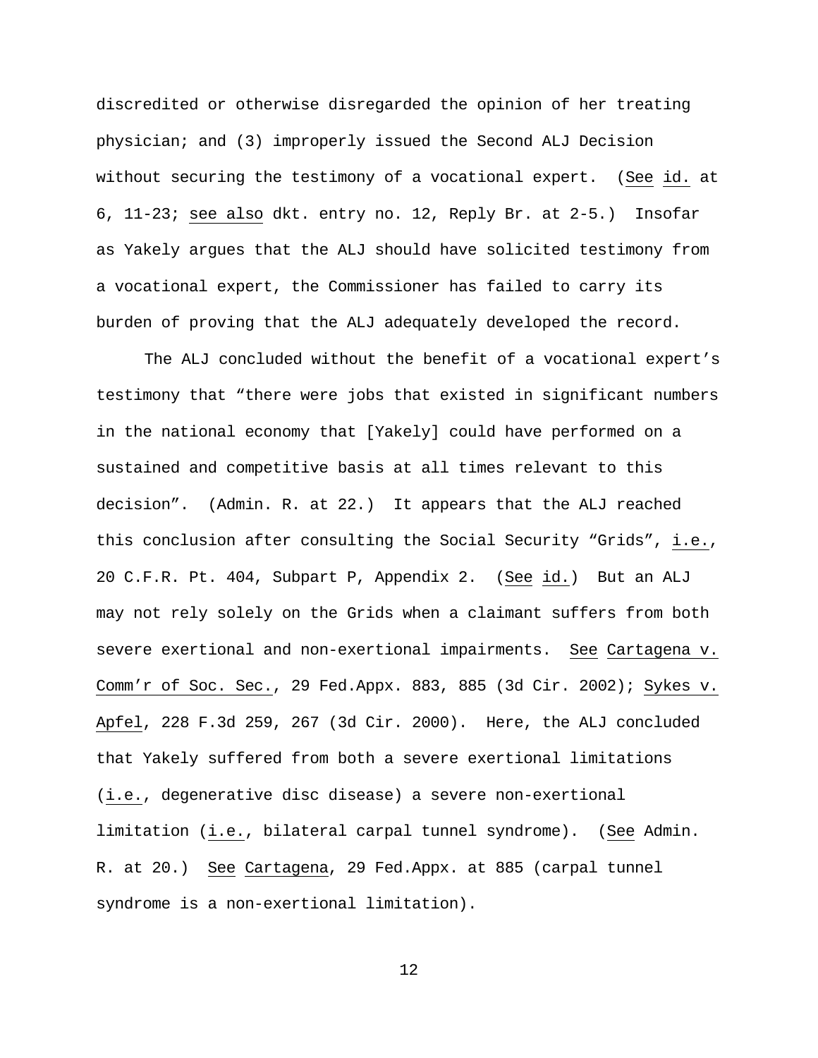discredited or otherwise disregarded the opinion of her treating physician; and (3) improperly issued the Second ALJ Decision without securing the testimony of a vocational expert. (See id. at 6, 11-23; see also dkt. entry no. 12, Reply Br. at 2-5.) Insofar as Yakely argues that the ALJ should have solicited testimony from a vocational expert, the Commissioner has failed to carry its burden of proving that the ALJ adequately developed the record.

The ALJ concluded without the benefit of a vocational expert's testimony that "there were jobs that existed in significant numbers in the national economy that [Yakely] could have performed on a sustained and competitive basis at all times relevant to this decision". (Admin. R. at 22.) It appears that the ALJ reached this conclusion after consulting the Social Security "Grids", i.e., 20 C.F.R. Pt. 404, Subpart P, Appendix 2. (See id.) But an ALJ may not rely solely on the Grids when a claimant suffers from both severe exertional and non-exertional impairments. See Cartagena v. Comm'r of Soc. Sec., 29 Fed.Appx. 883, 885 (3d Cir. 2002); Sykes v. Apfel, 228 F.3d 259, 267 (3d Cir. 2000). Here, the ALJ concluded that Yakely suffered from both a severe exertional limitations (i.e., degenerative disc disease) a severe non-exertional limitation (i.e., bilateral carpal tunnel syndrome). (See Admin. R. at 20.) See Cartagena, 29 Fed.Appx. at 885 (carpal tunnel syndrome is a non-exertional limitation).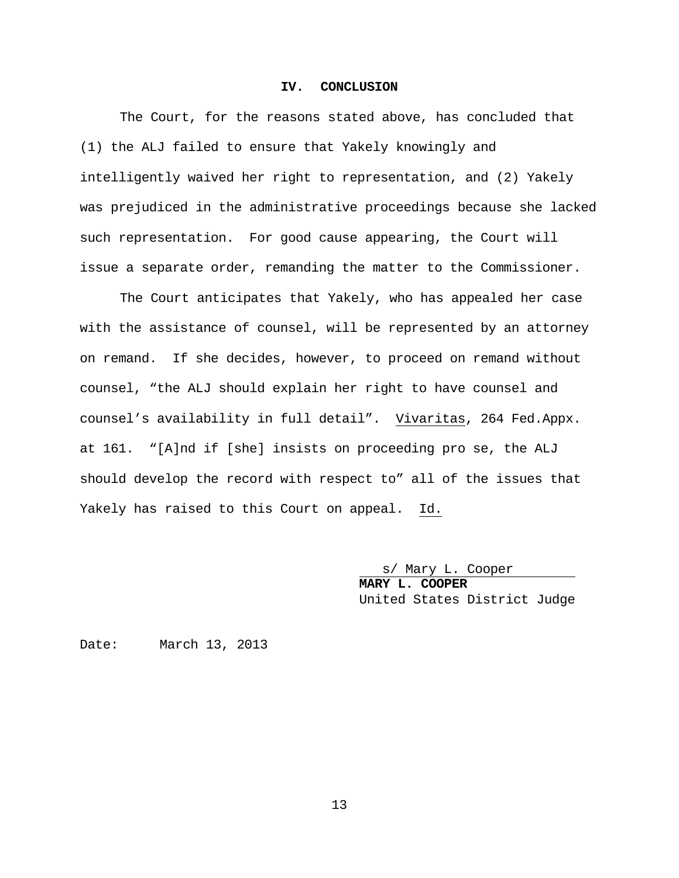## IV. CONCLUSION

The Court, for the reasons stated above, has concluded that (1) the ALJ failed to ensure that Yakely knowingly and intelligently waived her right to representation, and (2) Yakely was prejudiced in the administrative proceedings because she lacked such representation. For good cause appearing, the Court will issue a separate order, remanding the matter to the Commissioner.

The Court anticipates that Yakely, who has appealed her case with the assistance of counsel, will be represented by an attorney on remand. If she decides, however, to proceed on remand without counsel, "the ALJ should explain her right to have counsel and counsel's availability in full detail". Vivaritas, 264 Fed.Appx. at 161. "[A]nd if [she] insists on proceeding pro se, the ALJ should develop the record with respect to" all of the issues that Yakely has raised to this Court on appeal. Id.

s/ Mary L. Cooper
**MARY L. COOPER**
United States District Judge

Date: March 13, 2013